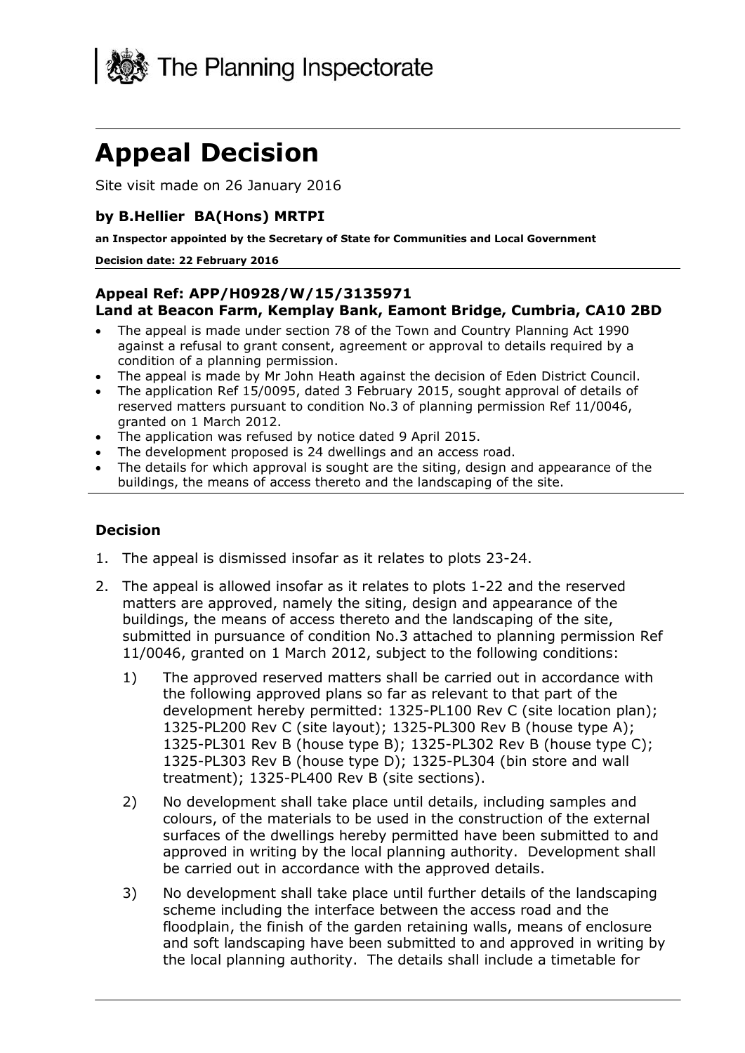The Planning Inspectorate

# Appeal Decision

Site visit made on 26 January 2016

**by B.Hellier BA(Hons) MRTPI**

**an Inspector appointed by the Secretary of State for Communities and Local Government**

**Decision date: 22 February 2016**

**Appeal Ref: APP/H0928/W/15/3135971**
**Land at Beacon Farm, Kemplay Bank, Eamont Bridge, Cumbria, CA10 2BD**

- The appeal is made under section 78 of the Town and Country Planning Act 1990 against a refusal to grant consent, agreement or approval to details required by a condition of a planning permission.
- The appeal is made by Mr John Heath against the decision of Eden District Council.
- The application Ref 15/0095, dated 3 February 2015, sought approval of details of reserved matters pursuant to condition No.3 of planning permission Ref 11/0046, granted on 1 March 2012.
- The application was refused by notice dated 9 April 2015.
- The development proposed is 24 dwellings and an access road.
- The details for which approval is sought are the siting, design and appearance of the buildings, the means of access thereto and the landscaping of the site.

## Decision

1. The appeal is dismissed insofar as it relates to plots 23-24.
2. The appeal is allowed insofar as it relates to plots 1-22 and the reserved matters are approved, namely the siting, design and appearance of the buildings, the means of access thereto and the landscaping of the site, submitted in pursuance of condition No.3 attached to planning permission Ref 11/0046, granted on 1 March 2012, subject to the following conditions:
   1) The approved reserved matters shall be carried out in accordance with the following approved plans so far as relevant to that part of the development hereby permitted: 1325-PL100 Rev C (site location plan); 1325-PL200 Rev C (site layout); 1325-PL300 Rev B (house type A); 1325-PL301 Rev B (house type B); 1325-PL302 Rev B (house type C); 1325-PL303 Rev B (house type D); 1325-PL304 (bin store and wall treatment); 1325-PL400 Rev B (site sections).
   2) No development shall take place until details, including samples and colours, of the materials to be used in the construction of the external surfaces of the dwellings hereby permitted have been submitted to and approved in writing by the local planning authority. Development shall be carried out in accordance with the approved details.
   3) No development shall take place until further details of the landscaping scheme including the interface between the access road and the floodplain, the finish of the garden retaining walls, means of enclosure and soft landscaping have been submitted to and approved in writing by the local planning authority. The details shall include a timetable for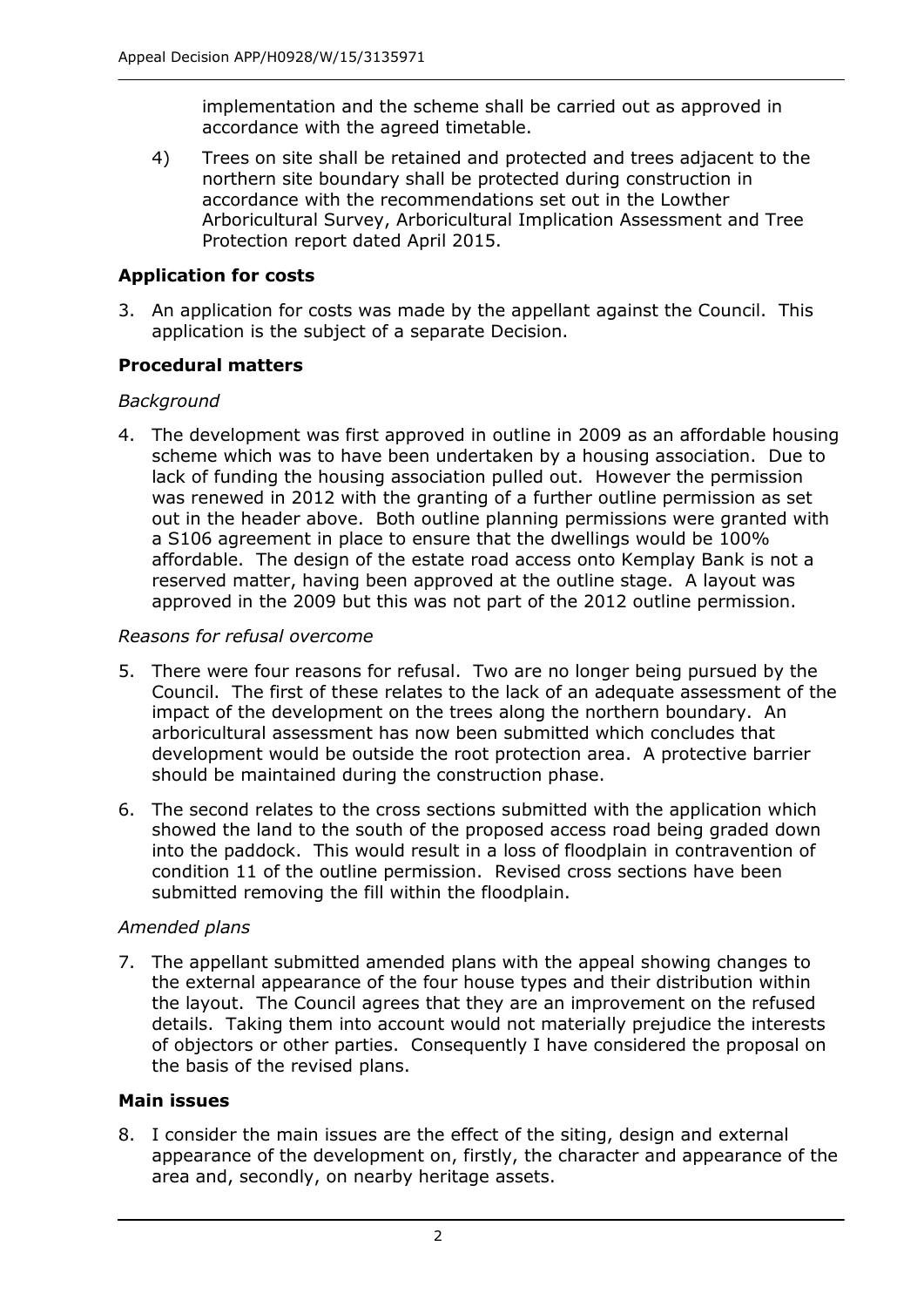implementation and the scheme shall be carried out as approved in accordance with the agreed timetable.

4) Trees on site shall be retained and protected and trees adjacent to the northern site boundary shall be protected during construction in accordance with the recommendations set out in the Lowther Arboricultural Survey, Arboricultural Implication Assessment and Tree Protection report dated April 2015.

**Application for costs**

3. An application for costs was made by the appellant against the Council. This application is the subject of a separate Decision.

**Procedural matters**

*Background*

4. The development was first approved in outline in 2009 as an affordable housing scheme which was to have been undertaken by a housing association. Due to lack of funding the housing association pulled out. However the permission was renewed in 2012 with the granting of a further outline permission as set out in the header above. Both outline planning permissions were granted with a S106 agreement in place to ensure that the dwellings would be 100% affordable. The design of the estate road access onto Kemplay Bank is not a reserved matter, having been approved at the outline stage. A layout was approved in the 2009 but this was not part of the 2012 outline permission.

*Reasons for refusal overcome*

5. There were four reasons for refusal. Two are no longer being pursued by the Council. The first of these relates to the lack of an adequate assessment of the impact of the development on the trees along the northern boundary. An arboricultural assessment has now been submitted which concludes that development would be outside the root protection area. A protective barrier should be maintained during the construction phase.

6. The second relates to the cross sections submitted with the application which showed the land to the south of the proposed access road being graded down into the paddock. This would result in a loss of floodplain in contravention of condition 11 of the outline permission. Revised cross sections have been submitted removing the fill within the floodplain.

*Amended plans*

7. The appellant submitted amended plans with the appeal showing changes to the external appearance of the four house types and their distribution within the layout. The Council agrees that they are an improvement on the refused details. Taking them into account would not materially prejudice the interests of objectors or other parties. Consequently I have considered the proposal on the basis of the revised plans.

**Main issues**

8. I consider the main issues are the effect of the siting, design and external appearance of the development on, firstly, the character and appearance of the area and, secondly, on nearby heritage assets.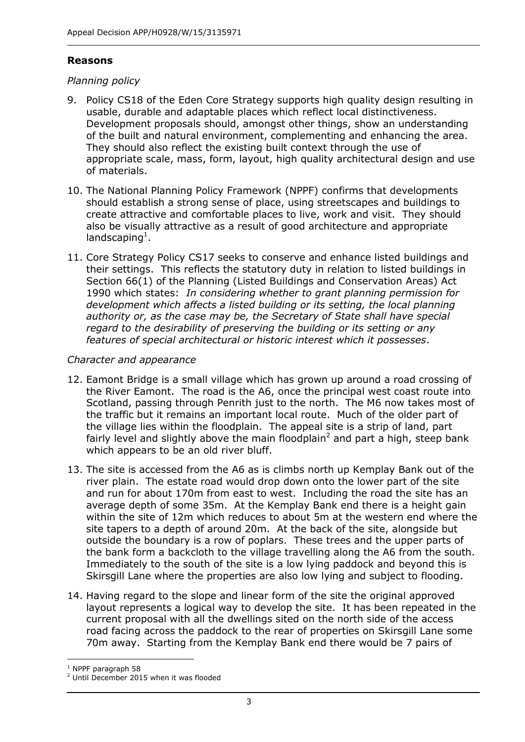## Reasons

*Planning policy*

9. Policy CS18 of the Eden Core Strategy supports high quality design resulting in usable, durable and adaptable places which reflect local distinctiveness. Development proposals should, amongst other things, show an understanding of the built and natural environment, complementing and enhancing the area. They should also reflect the existing built context through the use of appropriate scale, mass, form, layout, high quality architectural design and use of materials.

10. The National Planning Policy Framework (NPPF) confirms that developments should establish a strong sense of place, using streetscapes and buildings to create attractive and comfortable places to live, work and visit. They should also be visually attractive as a result of good architecture and appropriate landscaping[1].

11. Core Strategy Policy CS17 seeks to conserve and enhance listed buildings and their settings. This reflects the statutory duty in relation to listed buildings in Section 66(1) of the Planning (Listed Buildings and Conservation Areas) Act 1990 which states: *In considering whether to grant planning permission for development which affects a listed building or its setting, the local planning authority or, as the case may be, the Secretary of State shall have special regard to the desirability of preserving the building or its setting or any features of special architectural or historic interest which it possesses*.

*Character and appearance*

12. Eamont Bridge is a small village which has grown up around a road crossing of the River Eamont. The road is the A6, once the principal west coast route into Scotland, passing through Penrith just to the north. The M6 now takes most of the traffic but it remains an important local route. Much of the older part of the village lies within the floodplain. The appeal site is a strip of land, part fairly level and slightly above the main floodplain[2] and part a high, steep bank which appears to be an old river bluff.

13. The site is accessed from the A6 as is climbs north up Kemplay Bank out of the river plain. The estate road would drop down onto the lower part of the site and run for about 170m from east to west. Including the road the site has an average depth of some 35m. At the Kemplay Bank end there is a height gain within the site of 12m which reduces to about 5m at the western end where the site tapers to a depth of around 20m. At the back of the site, alongside but outside the boundary is a row of poplars. These trees and the upper parts of the bank form a backcloth to the village travelling along the A6 from the south. Immediately to the south of the site is a low lying paddock and beyond this is Skirsgill Lane where the properties are also low lying and subject to flooding.

14. Having regard to the slope and linear form of the site the original approved layout represents a logical way to develop the site. It has been repeated in the current proposal with all the dwellings sited on the north side of the access road facing across the paddock to the rear of properties on Skirsgill Lane some 70m away. Starting from the Kemplay Bank end there would be 7 pairs of

---

[1] NPPF paragraph 58

[2] Until December 2015 when it was flooded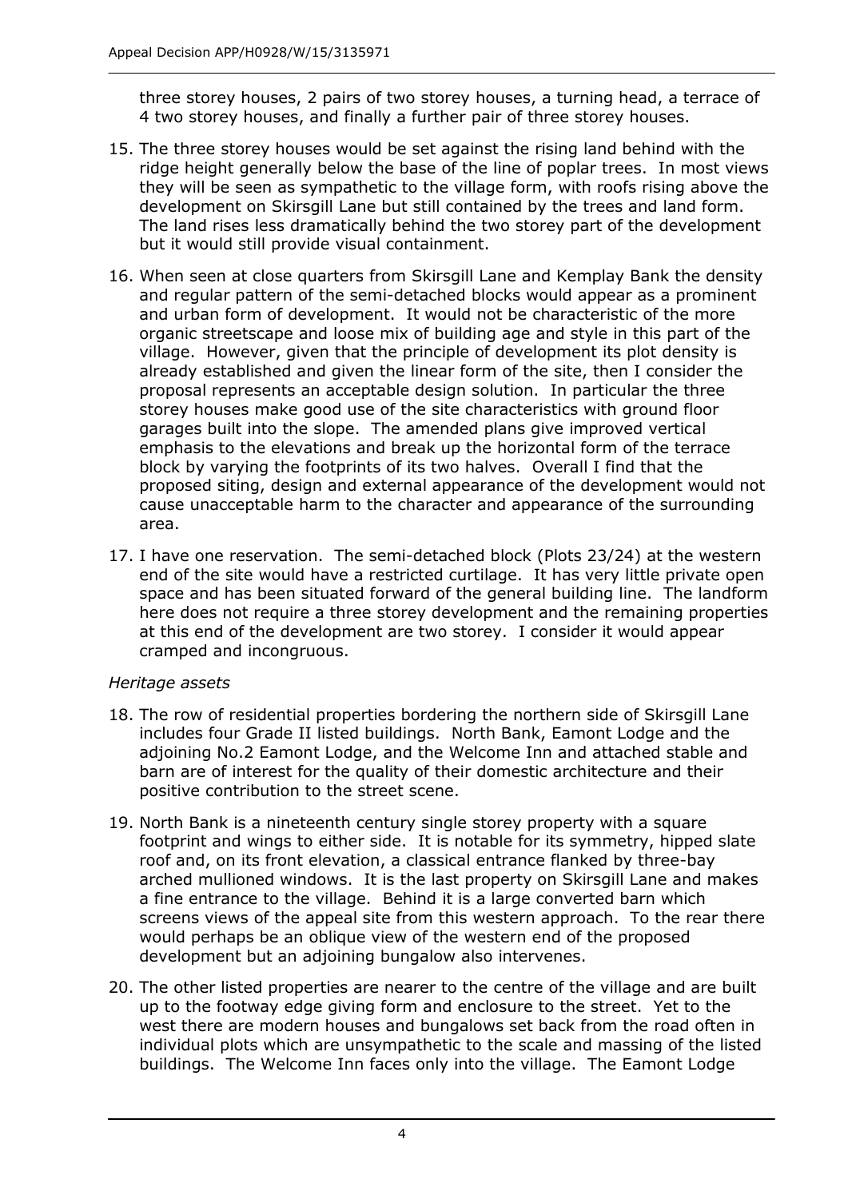three storey houses, 2 pairs of two storey houses, a turning head, a terrace of 4 two storey houses, and finally a further pair of three storey houses.

15. The three storey houses would be set against the rising land behind with the ridge height generally below the base of the line of poplar trees. In most views they will be seen as sympathetic to the village form, with roofs rising above the development on Skirsgill Lane but still contained by the trees and land form. The land rises less dramatically behind the two storey part of the development but it would still provide visual containment.

16. When seen at close quarters from Skirsgill Lane and Kemplay Bank the density and regular pattern of the semi-detached blocks would appear as a prominent and urban form of development. It would not be characteristic of the more organic streetscape and loose mix of building age and style in this part of the village. However, given that the principle of development its plot density is already established and given the linear form of the site, then I consider the proposal represents an acceptable design solution. In particular the three storey houses make good use of the site characteristics with ground floor garages built into the slope. The amended plans give improved vertical emphasis to the elevations and break up the horizontal form of the terrace block by varying the footprints of its two halves. Overall I find that the proposed siting, design and external appearance of the development would not cause unacceptable harm to the character and appearance of the surrounding area.

17. I have one reservation. The semi-detached block (Plots 23/24) at the western end of the site would have a restricted curtilage. It has very little private open space and has been situated forward of the general building line. The landform here does not require a three storey development and the remaining properties at this end of the development are two storey. I consider it would appear cramped and incongruous.

*Heritage assets*

18. The row of residential properties bordering the northern side of Skirsgill Lane includes four Grade II listed buildings. North Bank, Eamont Lodge and the adjoining No.2 Eamont Lodge, and the Welcome Inn and attached stable and barn are of interest for the quality of their domestic architecture and their positive contribution to the street scene.

19. North Bank is a nineteenth century single storey property with a square footprint and wings to either side. It is notable for its symmetry, hipped slate roof and, on its front elevation, a classical entrance flanked by three-bay arched mullioned windows. It is the last property on Skirsgill Lane and makes a fine entrance to the village. Behind it is a large converted barn which screens views of the appeal site from this western approach. To the rear there would perhaps be an oblique view of the western end of the proposed development but an adjoining bungalow also intervenes.

20. The other listed properties are nearer to the centre of the village and are built up to the footway edge giving form and enclosure to the street. Yet to the west there are modern houses and bungalows set back from the road often in individual plots which are unsympathetic to the scale and massing of the listed buildings. The Welcome Inn faces only into the village. The Eamont Lodge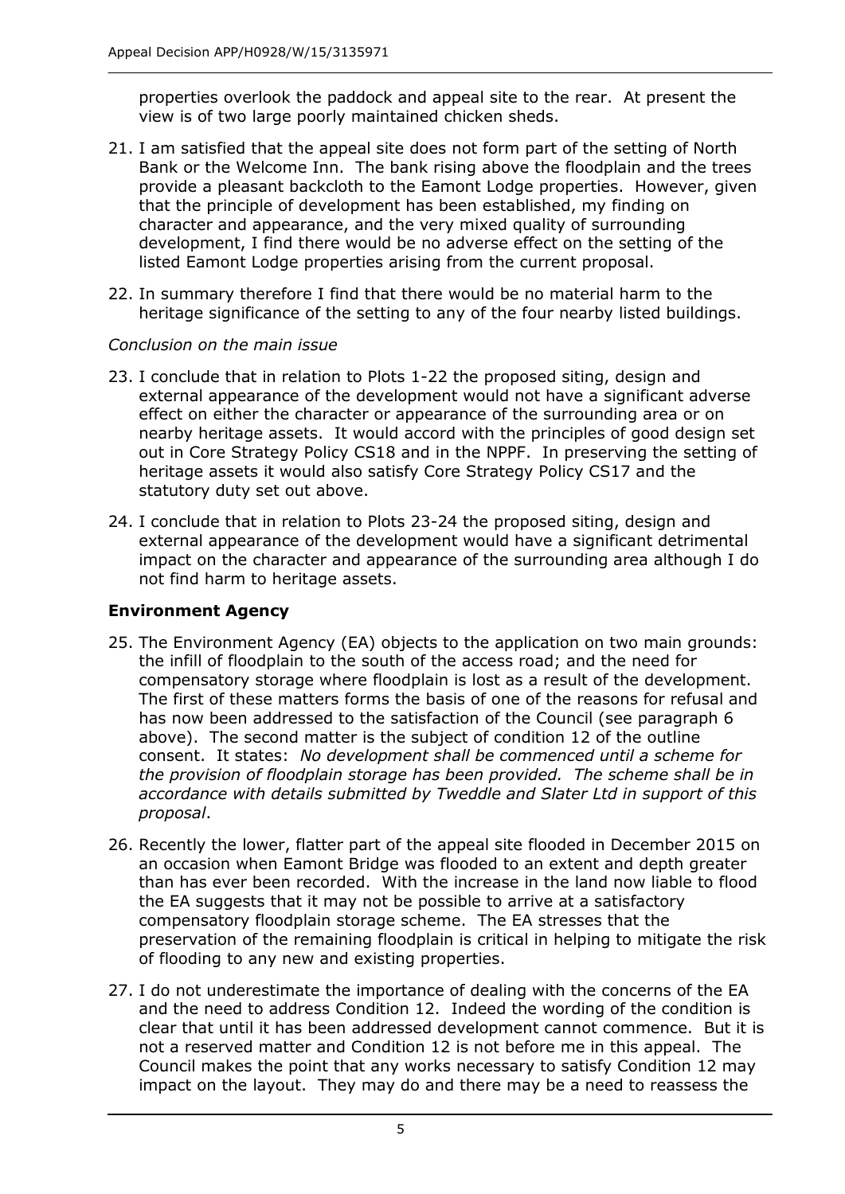properties overlook the paddock and appeal site to the rear. At present the view is of two large poorly maintained chicken sheds.

21. I am satisfied that the appeal site does not form part of the setting of North Bank or the Welcome Inn. The bank rising above the floodplain and the trees provide a pleasant backcloth to the Eamont Lodge properties. However, given that the principle of development has been established, my finding on character and appearance, and the very mixed quality of surrounding development, I find there would be no adverse effect on the setting of the listed Eamont Lodge properties arising from the current proposal.

22. In summary therefore I find that there would be no material harm to the heritage significance of the setting to any of the four nearby listed buildings.

*Conclusion on the main issue*

23. I conclude that in relation to Plots 1-22 the proposed siting, design and external appearance of the development would not have a significant adverse effect on either the character or appearance of the surrounding area or on nearby heritage assets. It would accord with the principles of good design set out in Core Strategy Policy CS18 and in the NPPF. In preserving the setting of heritage assets it would also satisfy Core Strategy Policy CS17 and the statutory duty set out above.

24. I conclude that in relation to Plots 23-24 the proposed siting, design and external appearance of the development would have a significant detrimental impact on the character and appearance of the surrounding area although I do not find harm to heritage assets.

## Environment Agency

25. The Environment Agency (EA) objects to the application on two main grounds: the infill of floodplain to the south of the access road; and the need for compensatory storage where floodplain is lost as a result of the development. The first of these matters forms the basis of one of the reasons for refusal and has now been addressed to the satisfaction of the Council (see paragraph 6 above). The second matter is the subject of condition 12 of the outline consent. It states: *No development shall be commenced until a scheme for the provision of floodplain storage has been provided. The scheme shall be in accordance with details submitted by Tweddle and Slater Ltd in support of this proposal*.

26. Recently the lower, flatter part of the appeal site flooded in December 2015 on an occasion when Eamont Bridge was flooded to an extent and depth greater than has ever been recorded. With the increase in the land now liable to flood the EA suggests that it may not be possible to arrive at a satisfactory compensatory floodplain storage scheme. The EA stresses that the preservation of the remaining floodplain is critical in helping to mitigate the risk of flooding to any new and existing properties.

27. I do not underestimate the importance of dealing with the concerns of the EA and the need to address Condition 12. Indeed the wording of the condition is clear that until it has been addressed development cannot commence. But it is not a reserved matter and Condition 12 is not before me in this appeal. The Council makes the point that any works necessary to satisfy Condition 12 may impact on the layout. They may do and there may be a need to reassess the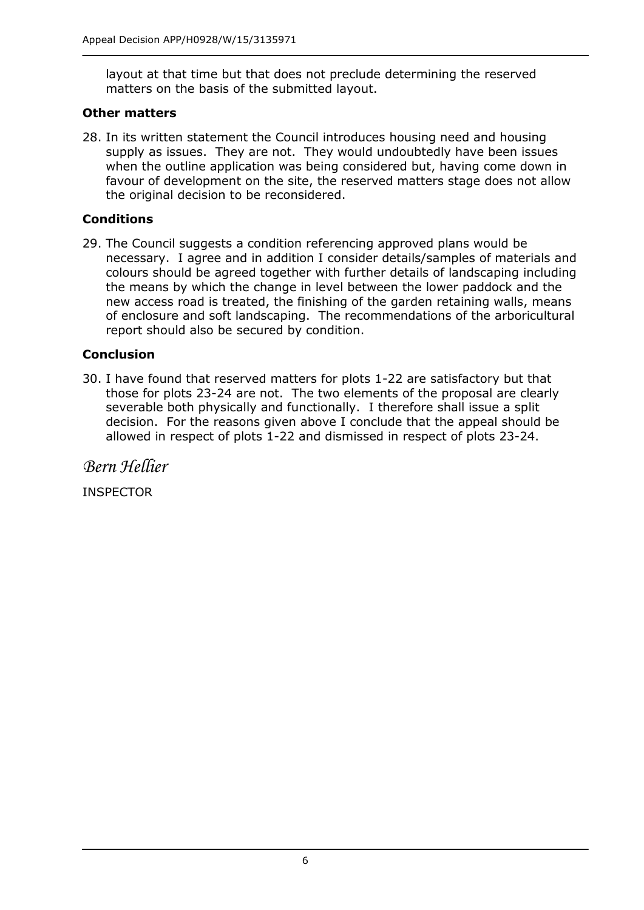layout at that time but that does not preclude determining the reserved matters on the basis of the submitted layout.

### Other matters

28. In its written statement the Council introduces housing need and housing supply as issues. They are not. They would undoubtedly have been issues when the outline application was being considered but, having come down in favour of development on the site, the reserved matters stage does not allow the original decision to be reconsidered.

### Conditions

29. The Council suggests a condition referencing approved plans would be necessary. I agree and in addition I consider details/samples of materials and colours should be agreed together with further details of landscaping including the means by which the change in level between the lower paddock and the new access road is treated, the finishing of the garden retaining walls, means of enclosure and soft landscaping. The recommendations of the arboricultural report should also be secured by condition.

### Conclusion

30. I have found that reserved matters for plots 1-22 are satisfactory but that those for plots 23-24 are not. The two elements of the proposal are clearly severable both physically and functionally. I therefore shall issue a split decision. For the reasons given above I conclude that the appeal should be allowed in respect of plots 1-22 and dismissed in respect of plots 23-24.

*Bern Hellier*

INSPECTOR